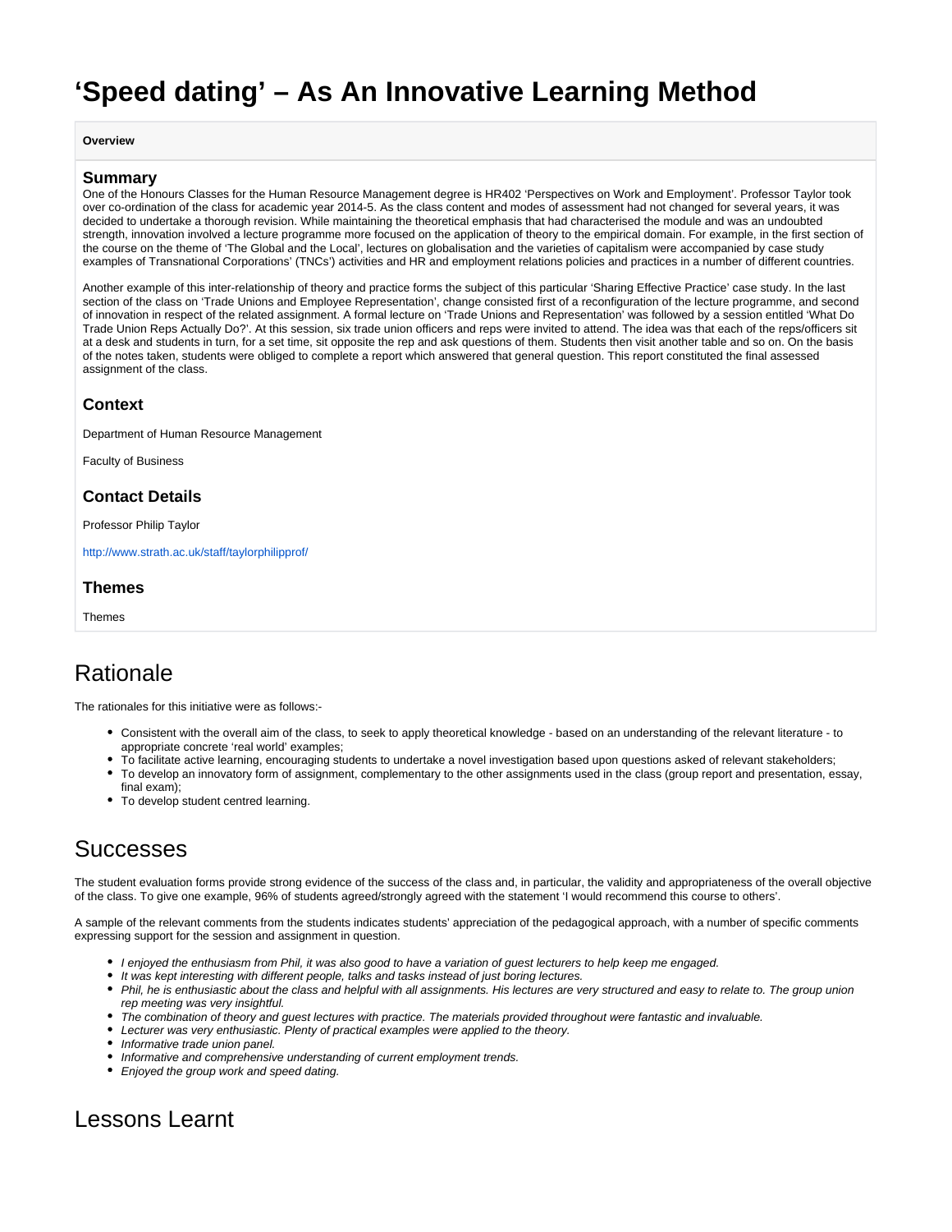# ‘Speed dating’ – As An Innovative Learning Method

**Overview**

### Summary

One of the Honours Classes for the Human Resource Management degree is HR402 ‘Perspectives on Work and Employment’. Professor Taylor took over co-ordination of the class for academic year 2014-5. As the class content and modes of assessment had not changed for several years, it was decided to undertake a thorough revision. While maintaining the theoretical emphasis that had characterised the module and was an undoubted strength, innovation involved a lecture programme more focused on the application of theory to the empirical domain. For example, in the first section of the course on the theme of ‘The Global and the Local’, lectures on globalisation and the varieties of capitalism were accompanied by case study examples of Transnational Corporations’ (TNCs’) activities and HR and employment relations policies and practices in a number of different countries.

Another example of this inter-relationship of theory and practice forms the subject of this particular ‘Sharing Effective Practice’ case study. In the last section of the class on ‘Trade Unions and Employee Representation’, change consisted first of a reconfiguration of the lecture programme, and second of innovation in respect of the related assignment. A formal lecture on ‘Trade Unions and Representation’ was followed by a session entitled ‘What Do Trade Union Reps Actually Do?’. At this session, six trade union officers and reps were invited to attend. The idea was that each of the reps/officers sit at a desk and students in turn, for a set time, sit opposite the rep and ask questions of them. Students then visit another table and so on. On the basis of the notes taken, students were obliged to complete a report which answered that general question. This report constituted the final assessed assignment of the class.

### Context

Department of Human Resource Management

Faculty of Business

### Contact Details

Professor Philip Taylor

http://www.strath.ac.uk/staff/taylorphilipprof/

### Themes

Themes

## Rationale

The rationales for this initiative were as follows:-

- Consistent with the overall aim of the class, to seek to apply theoretical knowledge - based on an understanding of the relevant literature - to appropriate concrete ‘real world’ examples;
- To facilitate active learning, encouraging students to undertake a novel investigation based upon questions asked of relevant stakeholders;
- To develop an innovatory form of assignment, complementary to the other assignments used in the class (group report and presentation, essay, final exam);
- To develop student centred learning.

## Successes

The student evaluation forms provide strong evidence of the success of the class and, in particular, the validity and appropriateness of the overall objective of the class. To give one example, 96% of students agreed/strongly agreed with the statement ‘I would recommend this course to others’.

A sample of the relevant comments from the students indicates students’ appreciation of the pedagogical approach, with a number of specific comments expressing support for the session and assignment in question.

- *I enjoyed the enthusiasm from Phil, it was also good to have a variation of guest lecturers to help keep me engaged.*
- *It was kept interesting with different people, talks and tasks instead of just boring lectures.*
- *Phil, he is enthusiastic about the class and helpful with all assignments. His lectures are very structured and easy to relate to. The group union rep meeting was very insightful.*
- *The combination of theory and guest lectures with practice. The materials provided throughout were fantastic and invaluable.*
- *Lecturer was very enthusiastic. Plenty of practical examples were applied to the theory.*
- *Informative trade union panel.*
- *Informative and comprehensive understanding of current employment trends.*
- *Enjoyed the group work and speed dating.*

## Lessons Learnt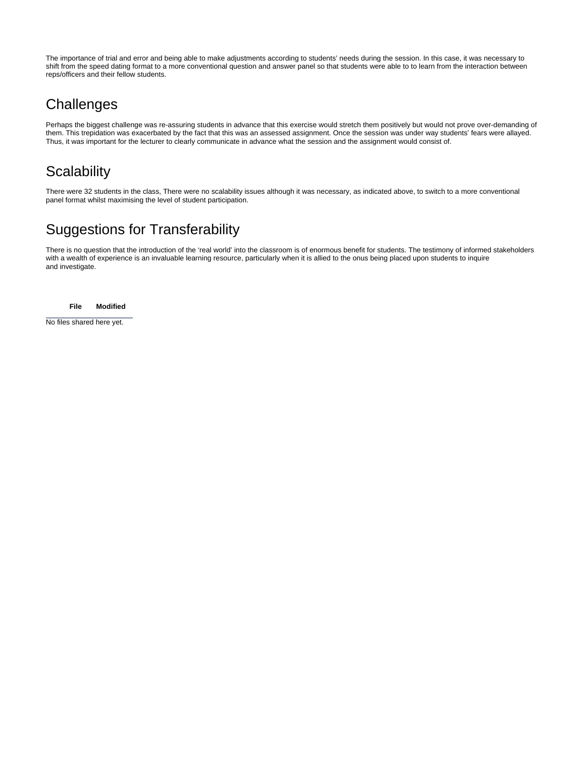The importance of trial and error and being able to make adjustments according to students' needs during the session. In this case, it was necessary to shift from the speed dating format to a more conventional question and answer panel so that students were able to to learn from the interaction between reps/officers and their fellow students.

## Challenges

Perhaps the biggest challenge was re-assuring students in advance that this exercise would stretch them positively but would not prove over-demanding of them. This trepidation was exacerbated by the fact that this was an assessed assignment. Once the session was under way students' fears were allayed. Thus, it was important for the lecturer to clearly communicate in advance what the session and the assignment would consist of.

## Scalability

There were 32 students in the class, There were no scalability issues although it was necessary, as indicated above, to switch to a more conventional panel format whilst maximising the level of student participation.

## Suggestions for Transferability

There is no question that the introduction of the 'real world' into the classroom is of enormous benefit for students. The testimony of informed stakeholders with a wealth of experience is an invaluable learning resource, particularly when it is allied to the onus being placed upon students to inquire and investigate.

| File | Modified |
|---|---|

No files shared here yet.